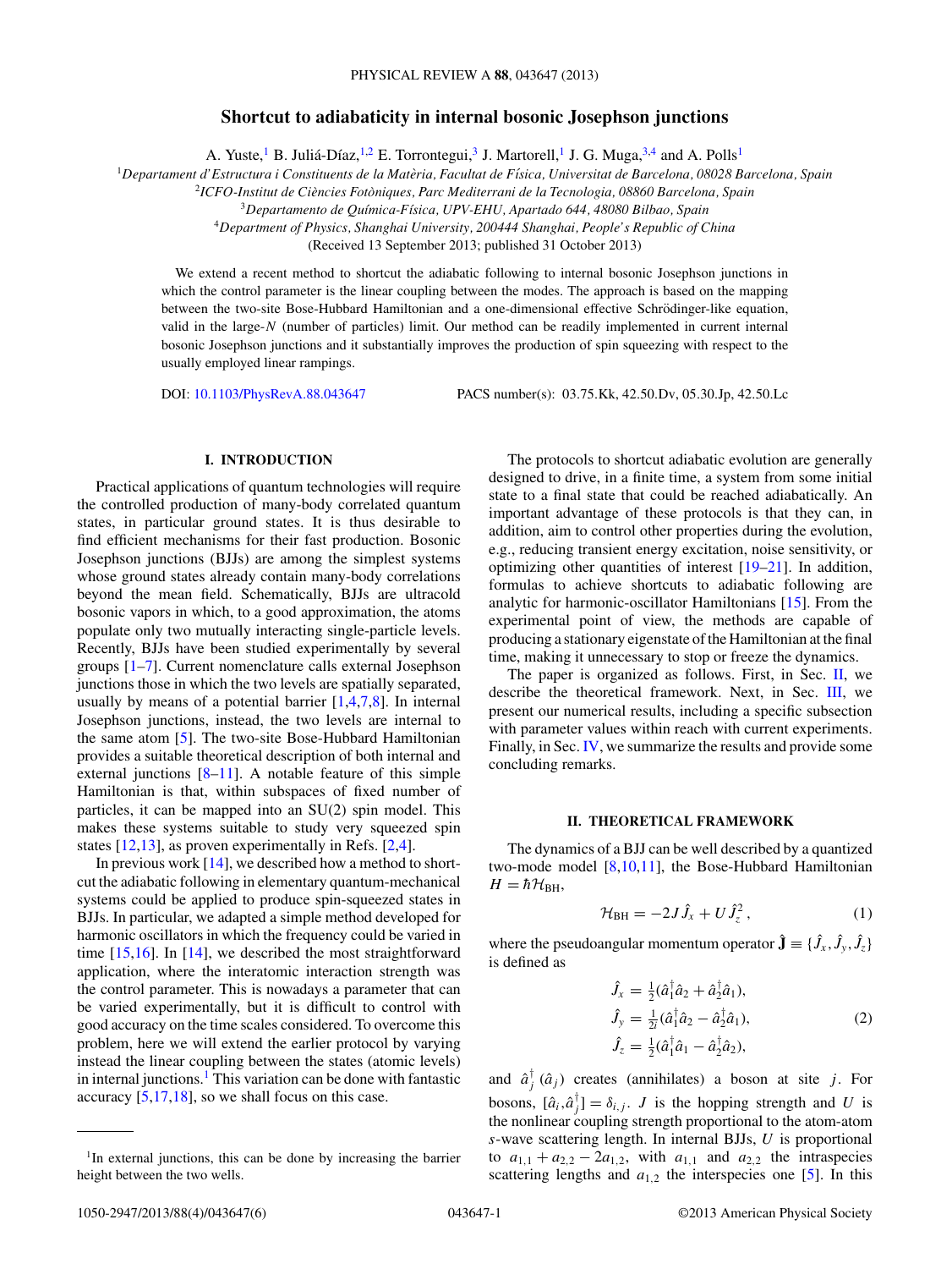# Shortcut to adiabaticity in internal bosonic Josephson junctions

A. Yuste,[1] B. Juliá-Díaz,[1,2] E. Torrontegui,[3] J. Martorell,[1] J. G. Muga,[3,4] and A. Polls[1]

[1]Departament d'Estructura i Constituents de la Matèria, Facultat de Física, Universitat de Barcelona, 08028 Barcelona, Spain

[2]ICFO-Institut de Ciències Fotòniques, Parc Mediterrani de la Tecnologia, 08860 Barcelona, Spain

[3]Departamento de Química-Física, UPV-EHU, Apartado 644, 48080 Bilbao, Spain

[4]Department of Physics, Shanghai University, 200444 Shanghai, People's Republic of China

(Received 13 September 2013; published 31 October 2013)

We extend a recent method to shortcut the adiabatic following to internal bosonic Josephson junctions in which the control parameter is the linear coupling between the modes. The approach is based on the mapping between the two-site Bose-Hubbard Hamiltonian and a one-dimensional effective Schrödinger-like equation, valid in the large-$N$ (number of particles) limit. Our method can be readily implemented in current internal bosonic Josephson junctions and it substantially improves the production of spin squeezing with respect to the usually employed linear rampings.

DOI: 10.1103/PhysRevA.88.043647    PACS number(s): 03.75.Kk, 42.50.Dv, 05.30.Jp, 42.50.Lc

## I. INTRODUCTION

Practical applications of quantum technologies will require the controlled production of many-body correlated quantum states, in particular ground states. It is thus desirable to find efficient mechanisms for their fast production. Bosonic Josephson junctions (BJJs) are among the simplest systems whose ground states already contain many-body correlations beyond the mean field. Schematically, BJJs are ultracold bosonic vapors in which, to a good approximation, the atoms populate only two mutually interacting single-particle levels. Recently, BJJs have been studied experimentally by several groups [1–7]. Current nomenclature calls external Josephson junctions those in which the two levels are spatially separated, usually by means of a potential barrier [1,4,7,8]. In internal Josephson junctions, instead, the two levels are internal to the same atom [5]. The two-site Bose-Hubbard Hamiltonian provides a suitable theoretical description of both internal and external junctions [8–11]. A notable feature of this simple Hamiltonian is that, within subspaces of fixed number of particles, it can be mapped into an SU(2) spin model. This makes these systems suitable to study very squeezed spin states [12,13], as proven experimentally in Refs. [2,4].

In previous work [14], we described how a method to shortcut the adiabatic following in elementary quantum-mechanical systems could be applied to produce spin-squeezed states in BJJs. In particular, we adapted a simple method developed for harmonic oscillators in which the frequency could be varied in time [15,16]. In [14], we described the most straightforward application, where the interatomic interaction strength was the control parameter. This is nowadays a parameter that can be varied experimentally, but it is difficult to control with good accuracy on the time scales considered. To overcome this problem, here we will extend the earlier protocol by varying instead the linear coupling between the states (atomic levels) in internal junctions.[1] This variation can be done with fantastic accuracy [5,17,18], so we shall focus on this case.

The protocols to shortcut adiabatic evolution are generally designed to drive, in a finite time, a system from some initial state to a final state that could be reached adiabatically. An important advantage of these protocols is that they can, in addition, aim to control other properties during the evolution, e.g., reducing transient energy excitation, noise sensitivity, or optimizing other quantities of interest [19–21]. In addition, formulas to achieve shortcuts to adiabatic following are analytic for harmonic-oscillator Hamiltonians [15]. From the experimental point of view, the methods are capable of producing a stationary eigenstate of the Hamiltonian at the final time, making it unnecessary to stop or freeze the dynamics.

The paper is organized as follows. First, in Sec. II, we describe the theoretical framework. Next, in Sec. III, we present our numerical results, including a specific subsection with parameter values within reach with current experiments. Finally, in Sec. IV, we summarize the results and provide some concluding remarks.

## II. THEORETICAL FRAMEWORK

The dynamics of a BJJ can be well described by a quantized two-mode model [8,10,11], the Bose-Hubbard Hamiltonian $H = \hbar \mathcal{H}_{\rm BH}$,

$$\mathcal{H}_{\rm BH} = -2J\hat{J}_x + U\hat{J}_z^2\,, \tag{1}$$

where the pseudoangular momentum operator $\hat{\mathbf{J}} \equiv \{\hat{J}_x, \hat{J}_y, \hat{J}_z\}$ is defined as

$$\begin{aligned}
\hat{J}_x &= \tfrac{1}{2}(\hat{a}_1^\dagger \hat{a}_2 + \hat{a}_2^\dagger \hat{a}_1),\\
\hat{J}_y &= \tfrac{1}{2i}(\hat{a}_1^\dagger \hat{a}_2 - \hat{a}_2^\dagger \hat{a}_1),\\
\hat{J}_z &= \tfrac{1}{2}(\hat{a}_1^\dagger \hat{a}_1 - \hat{a}_2^\dagger \hat{a}_2),
\end{aligned} \tag{2}$$

and $\hat{a}_j^\dagger$ ($\hat{a}_j$) creates (annihilates) a boson at site $j$. For bosons, $[\hat{a}_i, \hat{a}_j^\dagger] = \delta_{i,j}$. $J$ is the hopping strength and $U$ is the nonlinear coupling strength proportional to the atom-atom $s$-wave scattering length. In internal BJJs, $U$ is proportional to $a_{1,1} + a_{2,2} - 2a_{1,2}$, with $a_{1,1}$ and $a_{2,2}$ the intraspecies scattering lengths and $a_{1,2}$ the interspecies one [5]. In this

[1]In external junctions, this can be done by increasing the barrier height between the two wells.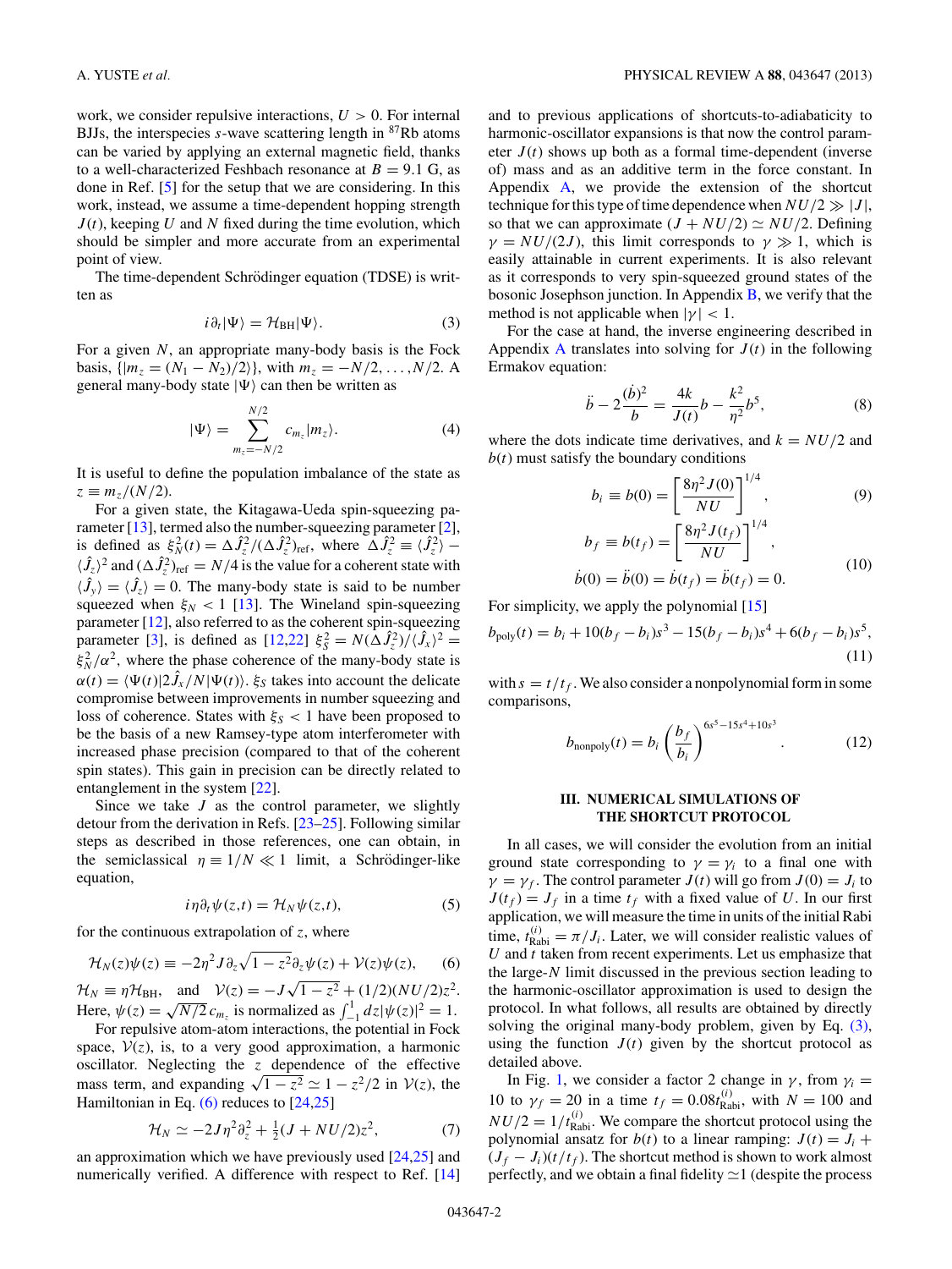work, we consider repulsive interactions, $U > 0$. For internal BJJs, the interspecies $s$-wave scattering length in $^{87}$Rb atoms can be varied by applying an external magnetic field, thanks to a well-characterized Feshbach resonance at $B = 9.1$ G, as done in Ref. [5] for the setup that we are considering. In this work, instead, we assume a time-dependent hopping strength $J(t)$, keeping $U$ and $N$ fixed during the time evolution, which should be simpler and more accurate from an experimental point of view.

The time-dependent Schrödinger equation (TDSE) is written as

$$i\partial_t|\Psi\rangle = \mathcal{H}_{\rm BH}|\Psi\rangle. \tag{3}$$

For a given $N$, an appropriate many-body basis is the Fock basis, $\{|m_z = (N_1 - N_2)/2\rangle\}$, with $m_z = -N/2,\ldots,N/2$. A general many-body state $|\Psi\rangle$ can then be written as

$$|\Psi\rangle = \sum_{m_z=-N/2}^{N/2} c_{m_z}|m_z\rangle. \tag{4}$$

It is useful to define the population imbalance of the state as $z \equiv m_z/(N/2)$.

For a given state, the Kitagawa-Ueda spin-squeezing parameter [13], termed also the number-squeezing parameter [2], is defined as $\xi_N^2(t) = \Delta\hat{J}_z^2/(\Delta\hat{J}_z^2)_{\rm ref}$, where $\Delta\hat{J}_z^2 \equiv \langle\hat{J}_z^2\rangle - \langle\hat{J}_z\rangle^2$ and $(\Delta\hat{J}_z^2)_{\rm ref} = N/4$ is the value for a coherent state with $\langle\hat{J}_y\rangle = \langle\hat{J}_z\rangle = 0$. The many-body state is said to be number squeezed when $\xi_N < 1$ [13]. The Wineland spin-squeezing parameter [12], also referred to as the coherent spin-squeezing parameter [3], is defined as [12,22] $\xi_S^2 = N(\Delta\hat{J}_z^2)/\langle\hat{J}_x\rangle^2 = \xi_N^2/\alpha^2$, where the phase coherence of the many-body state is $\alpha(t) = \langle\Psi(t)|2\hat{J}_x/N|\Psi(t)\rangle$. $\xi_S$ takes into account the delicate compromise between improvements in number squeezing and loss of coherence. States with $\xi_S < 1$ have been proposed to be the basis of a new Ramsey-type atom interferometer with increased phase precision (compared to that of the coherent spin states). This gain in precision can be directly related to entanglement in the system [22].

Since we take $J$ as the control parameter, we slightly detour from the derivation in Refs. [23–25]. Following similar steps as described in those references, one can obtain, in the semiclassical $\eta \equiv 1/N \ll 1$ limit, a Schrödinger-like equation,

$$i\eta\partial_t\psi(z,t) = \mathcal{H}_N\psi(z,t), \tag{5}$$

for the continuous extrapolation of $z$, where

$$\mathcal{H}_N(z)\psi(z) \equiv -2\eta^2 J\partial_z\sqrt{1-z^2}\,\partial_z\psi(z) + \mathcal{V}(z)\psi(z), \tag{6}$$

$\mathcal{H}_N \equiv \eta\mathcal{H}_{\rm BH}$, and $\mathcal{V}(z) = -J\sqrt{1-z^2} + (1/2)(NU/2)z^2$. Here, $\psi(z) = \sqrt{N/2}\,c_{m_z}$ is normalized as $\int_{-1}^{1}dz|\psi(z)|^2 = 1$.

For repulsive atom-atom interactions, the potential in Fock space, $\mathcal{V}(z)$, is, to a very good approximation, a harmonic oscillator. Neglecting the $z$ dependence of the effective mass term, and expanding $\sqrt{1-z^2} \simeq 1 - z^2/2$ in $\mathcal{V}(z)$, the Hamiltonian in Eq. (6) reduces to [24,25]

$$\mathcal{H}_N \simeq -2J\eta^2\partial_z^2 + \tfrac{1}{2}(J + NU/2)z^2, \tag{7}$$

an approximation which we have previously used [24,25] and numerically verified. A difference with respect to Ref. [14] and to previous applications of shortcuts-to-adiabaticity to harmonic-oscillator expansions is that now the control parameter $J(t)$ shows up both as a formal time-dependent (inverse of) mass and as an additive term in the force constant. In Appendix A, we provide the extension of the shortcut technique for this type of time dependence when $NU/2 \gg |J|$, so that we can approximate $(J + NU/2) \simeq NU/2$. Defining $\gamma = NU/(2J)$, this limit corresponds to $\gamma \gg 1$, which is easily attainable in current experiments. It is also relevant as it corresponds to very spin-squeezed ground states of the bosonic Josephson junction. In Appendix B, we verify that the method is not applicable when $|\gamma| < 1$.

For the case at hand, the inverse engineering described in Appendix A translates into solving for $J(t)$ in the following Ermakov equation:

$$\ddot{b} - 2\frac{(\dot{b})^2}{b} = \frac{4k}{J(t)}b - \frac{k^2}{\eta^2}b^5, \tag{8}$$

where the dots indicate time derivatives, and $k = NU/2$ and $b(t)$ must satisfy the boundary conditions

$$b_i \equiv b(0) = \left[\frac{8\eta^2 J(0)}{NU}\right]^{1/4}, \tag{9}$$

$$b_f \equiv b(t_f) = \left[\frac{8\eta^2 J(t_f)}{NU}\right]^{1/4},$$
$$\dot{b}(0) = \ddot{b}(0) = \dot{b}(t_f) = \ddot{b}(t_f) = 0. \tag{10}$$

For simplicity, we apply the polynomial [15]

$$b_{\rm poly}(t) = b_i + 10(b_f - b_i)s^3 - 15(b_f - b_i)s^4 + 6(b_f - b_i)s^5, \tag{11}$$

with $s = t/t_f$. We also consider a nonpolynomial form in some comparisons,

$$b_{\rm nonpoly}(t) = b_i\left(\frac{b_f}{b_i}\right)^{6s^5 - 15s^4 + 10s^3}. \tag{12}$$

## III. NUMERICAL SIMULATIONS OF THE SHORTCUT PROTOCOL

In all cases, we will consider the evolution from an initial ground state corresponding to $\gamma = \gamma_i$ to a final one with $\gamma = \gamma_f$. The control parameter $J(t)$ will go from $J(0) = J_i$ to $J(t_f) = J_f$ in a time $t_f$ with a fixed value of $U$. In our first application, we will measure the time in units of the initial Rabi time, $t_{\rm Rabi}^{(i)} = \pi/J_i$. Later, we will consider realistic values of $U$ and $t$ taken from recent experiments. Let us emphasize that the large-$N$ limit discussed in the previous section leading to the harmonic-oscillator approximation is used to design the protocol. In what follows, all results are obtained by directly solving the original many-body problem, given by Eq. (3), using the function $J(t)$ given by the shortcut protocol as detailed above.

In Fig. 1, we consider a factor 2 change in $\gamma$, from $\gamma_i = 10$ to $\gamma_f = 20$ in a time $t_f = 0.08t_{\rm Rabi}^{(i)}$, with $N = 100$ and $NU/2 = 1/t_{\rm Rabi}^{(i)}$. We compare the shortcut protocol using the polynomial ansatz for $b(t)$ to a linear ramping: $J(t) = J_i + (J_f - J_i)(t/t_f)$. The shortcut method is shown to work almost perfectly, and we obtain a final fidelity $\simeq 1$ (despite the process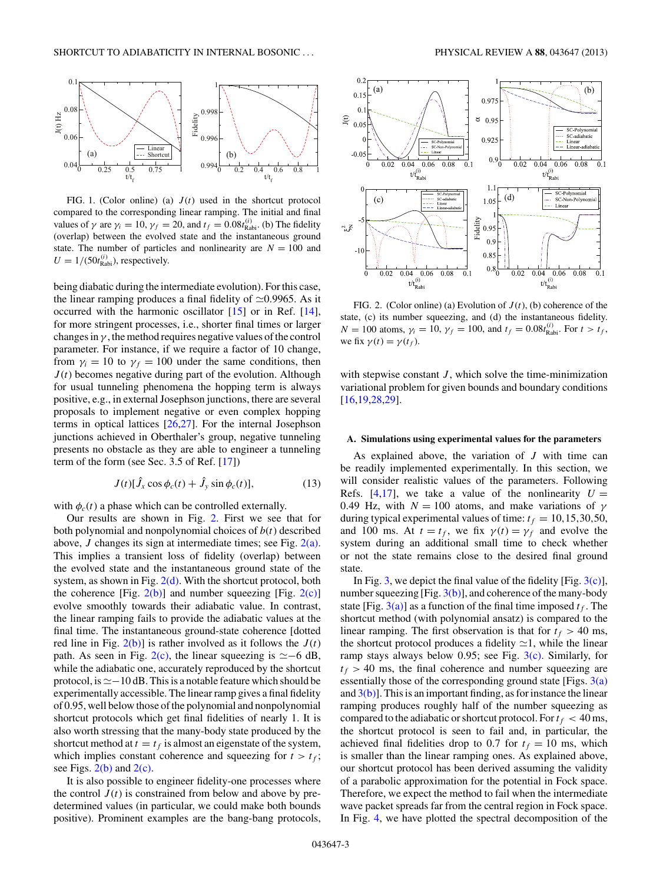FIG. 1. (Color online) (a) $J(t)$ used in the shortcut protocol compared to the corresponding linear ramping. The initial and final values of $\gamma$ are $\gamma_i = 10$, $\gamma_f = 20$, and $t_f = 0.08 t_{\rm Rabi}^{(i)}$. (b) The fidelity (overlap) between the evolved state and the instantaneous ground state. The number of particles and nonlinearity are $N = 100$ and $U = 1/(50 t_{\rm Rabi}^{(i)})$, respectively.

being diabatic during the intermediate evolution). For this case, the linear ramping produces a final fidelity of $\simeq$0.9965. As it occurred with the harmonic oscillator [15] or in Ref. [14], for more stringent processes, i.e., shorter final times or larger changes in $\gamma$, the method requires negative values of the control parameter. For instance, if we require a factor of 10 change, from $\gamma_i = 10$ to $\gamma_f = 100$ under the same conditions, then $J(t)$ becomes negative during part of the evolution. Although for usual tunneling phenomena the hopping term is always positive, e.g., in external Josephson junctions, there are several proposals to implement negative or even complex hopping terms in optical lattices [26,27]. For the internal Josephson junctions achieved in Oberthaler's group, negative tunneling presents no obstacle as they are able to engineer a tunneling term of the form (see Sec. 3.5 of Ref. [17])

$$J(t)[\hat{J}_x \cos \phi_c(t) + \hat{J}_y \sin \phi_c(t)], \tag{13}$$

with $\phi_c(t)$ a phase which can be controlled externally.

Our results are shown in Fig. 2. First we see that for both polynomial and nonpolynomial choices of $b(t)$ described above, $J$ changes its sign at intermediate times; see Fig. 2(a). This implies a transient loss of fidelity (overlap) between the evolved state and the instantaneous ground state of the system, as shown in Fig. 2(d). With the shortcut protocol, both the coherence [Fig. 2(b)] and number squeezing [Fig. 2(c)] evolve smoothly towards their adiabatic value. In contrast, the linear ramping fails to provide the adiabatic values at the final time. The instantaneous ground-state coherence [dotted red line in Fig. 2(b)] is rather involved as it follows the $J(t)$ path. As seen in Fig. 2(c), the linear squeezing is $\simeq$−6 dB, while the adiabatic one, accurately reproduced by the shortcut protocol, is $\simeq$−10 dB. This is a notable feature which should be experimentally accessible. The linear ramp gives a final fidelity of 0.95, well below those of the polynomial and nonpolynomial shortcut protocols which get final fidelities of nearly 1. It is also worth stressing that the many-body state produced by the shortcut method at $t = t_f$ is almost an eigenstate of the system, which implies constant coherence and squeezing for $t > t_f$; see Figs. 2(b) and 2(c).

It is also possible to engineer fidelity-one processes where the control $J(t)$ is constrained from below and above by predetermined values (in particular, we could make both bounds positive). Prominent examples are the bang-bang protocols, with stepwise constant $J$, which solve the time-minimization variational problem for given bounds and boundary conditions [16,19,28,29].

FIG. 2. (Color online) (a) Evolution of $J(t)$, (b) coherence of the state, (c) its number squeezing, and (d) the instantaneous fidelity. $N = 100$ atoms, $\gamma_i = 10$, $\gamma_f = 100$, and $t_f = 0.08 t_{\rm Rabi}^{(i)}$. For $t > t_f$, we fix $\gamma(t) = \gamma(t_f)$.

### A. Simulations using experimental values for the parameters

As explained above, the variation of $J$ with time can be readily implemented experimentally. In this section, we will consider realistic values of the parameters. Following Refs. [4,17], we take a value of the nonlinearity $U = 0.49$ Hz, with $N = 100$ atoms, and make variations of $\gamma$ during typical experimental values of time: $t_f = 10, 15, 30, 50,$ and 100 ms. At $t = t_f$, we fix $\gamma(t) = \gamma_f$ and evolve the system during an additional small time to check whether or not the state remains close to the desired final ground state.

In Fig. 3, we depict the final value of the fidelity [Fig. 3(c)], number squeezing [Fig. 3(b)], and coherence of the many-body state [Fig. 3(a)] as a function of the final time imposed $t_f$. The shortcut method (with polynomial ansatz) is compared to the linear ramping. The first observation is that for $t_f > 40$ ms, the shortcut protocol produces a fidelity $\simeq$1, while the linear ramp stays always below 0.95; see Fig. 3(c). Similarly, for $t_f > 40$ ms, the final coherence and number squeezing are essentially those of the corresponding ground state [Figs. 3(a) and 3(b)]. This is an important finding, as for instance the linear ramping produces roughly half of the number squeezing as compared to the adiabatic or shortcut protocol. For $t_f < 40$ ms, the shortcut protocol is seen to fail and, in particular, the achieved final fidelities drop to 0.7 for $t_f = 10$ ms, which is smaller than the linear ramping ones. As explained above, our shortcut protocol has been derived assuming the validity of a parabolic approximation for the potential in Fock space. Therefore, we expect the method to fail when the intermediate wave packet spreads far from the central region in Fock space. In Fig. 4, we have plotted the spectral decomposition of the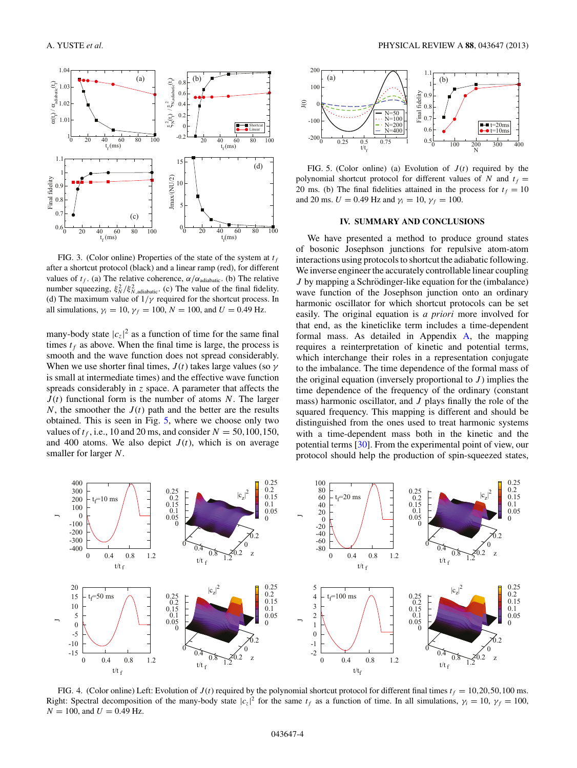FIG. 3. (Color online) Properties of the state of the system at $t_f$ after a shortcut protocol (black) and a linear ramp (red), for different values of $t_f$. (a) The relative coherence, $\alpha/\alpha_{\text{adiabatic}}$. (b) The relative number squeezing, $\xi_N^2/\xi_{N,\text{adiabatic}}^2$. (c) The value of the final fidelity. (d) The maximum value of $1/\gamma$ required for the shortcut process. In all simulations, $\gamma_i = 10$, $\gamma_f = 100$, $N = 100$, and $U = 0.49$ Hz.

many-body state $|c_z|^2$ as a function of time for the same final times $t_f$ as above. When the final time is large, the process is smooth and the wave function does not spread considerably. When we use shorter final times, $J(t)$ takes large values (so $\gamma$ is small at intermediate times) and the effective wave function spreads considerably in $z$ space. A parameter that affects the $J(t)$ functional form is the number of atoms $N$. The larger $N$, the smoother the $J(t)$ path and the better are the results obtained. This is seen in Fig. 5, where we choose only two values of $t_f$, i.e., 10 and 20 ms, and consider $N = 50, 100, 150,$ and 400 atoms. We also depict $J(t)$, which is on average smaller for larger $N$.

FIG. 5. (Color online) (a) Evolution of $J(t)$ required by the polynomial shortcut protocol for different values of $N$ and $t_f = 20$ ms. (b) The final fidelities attained in the process for $t_f = 10$ and 20 ms. $U = 0.49$ Hz and $\gamma_i = 10$, $\gamma_f = 100$.

## IV. SUMMARY AND CONCLUSIONS

We have presented a method to produce ground states of bosonic Josephson junctions for repulsive atom-atom interactions using protocols to shortcut the adiabatic following. We inverse engineer the accurately controllable linear coupling $J$ by mapping a Schrödinger-like equation for the (imbalance) wave function of the Josephson junction onto an ordinary harmonic oscillator for which shortcut protocols can be set easily. The original equation is *a priori* more involved for that end, as the kineticlike term includes a time-dependent formal mass. As detailed in Appendix A, the mapping requires a reinterpretation of kinetic and potential terms, which interchange their roles in a representation conjugate to the imbalance. The time dependence of the formal mass of the original equation (inversely proportional to $J$) implies the time dependence of the frequency of the ordinary (constant mass) harmonic oscillator, and $J$ plays finally the role of the squared frequency. This mapping is different and should be distinguished from the ones used to treat harmonic systems with a time-dependent mass both in the kinetic and the potential terms [30]. From the experimental point of view, our protocol should help the production of spin-squeezed states,

FIG. 4. (Color online) Left: Evolution of $J(t)$ required by the polynomial shortcut protocol for different final times $t_f = 10, 20, 50, 100$ ms. Right: Spectral decomposition of the many-body state $|c_z|^2$ for the same $t_f$ as a function of time. In all simulations, $\gamma_i = 10$, $\gamma_f = 100$, $N = 100$, and $U = 0.49$ Hz.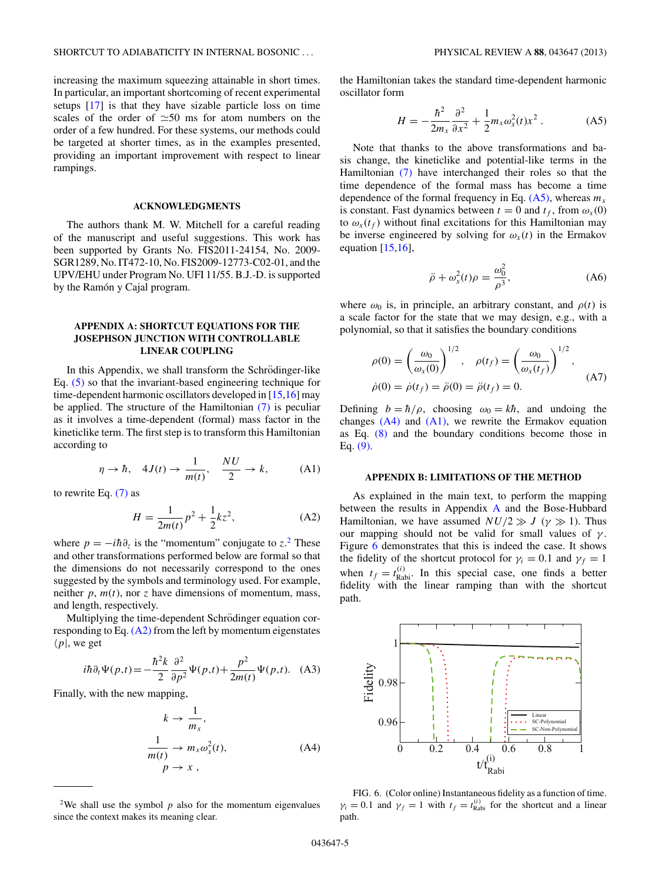increasing the maximum squeezing attainable in short times. In particular, an important shortcoming of recent experimental setups [17] is that they have sizable particle loss on time scales of the order of $\simeq 50$ ms for atom numbers on the order of a few hundred. For these systems, our methods could be targeted at shorter times, as in the examples presented, providing an important improvement with respect to linear rampings.

## ACKNOWLEDGMENTS

The authors thank M. W. Mitchell for a careful reading of the manuscript and useful suggestions. This work has been supported by Grants No. FIS2011-24154, No. 2009-SGR1289, No. IT472-10, No. FIS2009-12773-C02-01, and the UPV/EHU under Program No. UFI 11/55. B.J.-D. is supported by the Ramón y Cajal program.

## APPENDIX A: SHORTCUT EQUATIONS FOR THE JOSEPHSON JUNCTION WITH CONTROLLABLE LINEAR COUPLING

In this Appendix, we shall transform the Schrödinger-like Eq. (5) so that the invariant-based engineering technique for time-dependent harmonic oscillators developed in [15,16] may be applied. The structure of the Hamiltonian (7) is peculiar as it involves a time-dependent (formal) mass factor in the kineticlike term. The first step is to transform this Hamiltonian according to

$$\eta \to \hbar, \quad 4J(t) \to \frac{1}{m(t)}, \quad \frac{NU}{2} \to k, \tag{A1}$$

to rewrite Eq. (7) as

$$H = \frac{1}{2m(t)}p^2 + \frac{1}{2}kz^2, \tag{A2}$$

where $p = -i\hbar\partial_z$ is the "momentum" conjugate to $z$.[2] These and other transformations performed below are formal so that the dimensions do not necessarily correspond to the ones suggested by the symbols and terminology used. For example, neither $p$, $m(t)$, nor $z$ have dimensions of momentum, mass, and length, respectively.

Multiplying the time-dependent Schrödinger equation corresponding to Eq. (A2) from the left by momentum eigenstates $\langle p|$, we get

$$i\hbar\partial_t\Psi(p,t) = -\frac{\hbar^2 k}{2}\frac{\partial^2}{\partial p^2}\Psi(p,t) + \frac{p^2}{2m(t)}\Psi(p,t). \tag{A3}$$

Finally, with the new mapping,

$$\begin{aligned} k &\to \frac{1}{m_x}, \\ \frac{1}{m(t)} &\to m_x\omega_x^2(t), \\ p &\to x\ , \end{aligned} \tag{A4}$$

the Hamiltonian takes the standard time-dependent harmonic oscillator form

$$H = -\frac{\hbar^2}{2m_x}\frac{\partial^2}{\partial x^2} + \frac{1}{2}m_x\omega_x^2(t)x^2\,. \tag{A5}$$

Note that thanks to the above transformations and basis change, the kineticlike and potential-like terms in the Hamiltonian (7) have interchanged their roles so that the time dependence of the formal mass has become a time dependence of the formal frequency in Eq. (A5), whereas $m_x$ is constant. Fast dynamics between $t = 0$ and $t_f$, from $\omega_x(0)$ to $\omega_x(t_f)$ without final excitations for this Hamiltonian may be inverse engineered by solving for $\omega_x(t)$ in the Ermakov equation [15,16],

$$\ddot{\rho} + \omega_x^2(t)\rho = \frac{\omega_0^2}{\rho^3}, \tag{A6}$$

where $\omega_0$ is, in principle, an arbitrary constant, and $\rho(t)$ is a scale factor for the state that we may design, e.g., with a polynomial, so that it satisfies the boundary conditions

$$\begin{aligned} &\rho(0) = \left(\frac{\omega_0}{\omega_x(0)}\right)^{1/2}, \quad \rho(t_f) = \left(\frac{\omega_0}{\omega_x(t_f)}\right)^{1/2}, \\ &\dot{\rho}(0) = \dot{\rho}(t_f) = \ddot{\rho}(0) = \ddot{\rho}(t_f) = 0. \end{aligned} \tag{A7}$$

Defining $b = \hbar/\rho$, choosing $\omega_0 = k\hbar$, and undoing the changes (A4) and (A1), we rewrite the Ermakov equation as Eq. (8) and the boundary conditions become those in Eq. (9).

## APPENDIX B: LIMITATIONS OF THE METHOD

As explained in the main text, to perform the mapping between the results in Appendix A and the Bose-Hubbard Hamiltonian, we have assumed $NU/2 \gg J$ ($\gamma \gg 1$). Thus our mapping should not be valid for small values of $\gamma$. Figure 6 demonstrates that this is indeed the case. It shows the fidelity of the shortcut protocol for $\gamma_i = 0.1$ and $\gamma_f = 1$ when $t_f = t_{\rm Rabi}^{(i)}$. In this special case, one finds a better fidelity with the linear ramping than with the shortcut path.

FIG. 6. (Color online) Instantaneous fidelity as a function of time. $\gamma_i = 0.1$ and $\gamma_f = 1$ with $t_f = t_{\rm Rabi}^{(i)}$ for the shortcut and a linear path.

[2] We shall use the symbol $p$ also for the momentum eigenvalues since the context makes its meaning clear.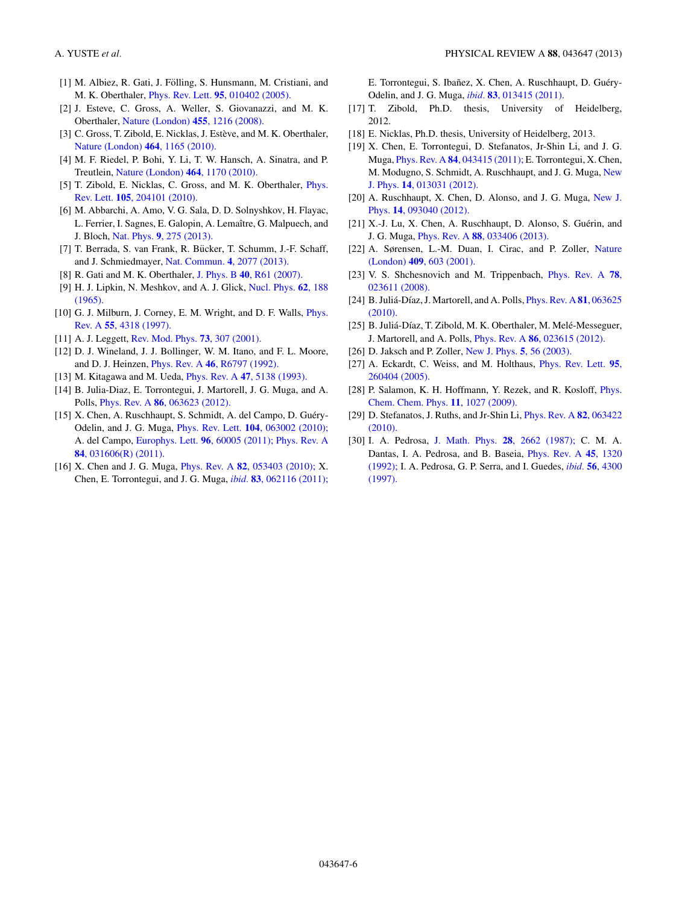[1] M. Albiez, R. Gati, J. Fölling, S. Hunsmann, M. Cristiani, and M. K. Oberthaler, Phys. Rev. Lett. **95**, 010402 (2005).

[2] J. Esteve, C. Gross, A. Weller, S. Giovanazzi, and M. K. Oberthaler, Nature (London) **455**, 1216 (2008).

[3] C. Gross, T. Zibold, E. Nicklas, J. Estève, and M. K. Oberthaler, Nature (London) **464**, 1165 (2010).

[4] M. F. Riedel, P. Bohi, Y. Li, T. W. Hansch, A. Sinatra, and P. Treutlein, Nature (London) **464**, 1170 (2010).

[5] T. Zibold, E. Nicklas, C. Gross, and M. K. Oberthaler, Phys. Rev. Lett. **105**, 204101 (2010).

[6] M. Abbarchi, A. Amo, V. G. Sala, D. D. Solnyshkov, H. Flayac, L. Ferrier, I. Sagnes, E. Galopin, A. Lemaître, G. Malpuech, and J. Bloch, Nat. Phys. **9**, 275 (2013).

[7] T. Berrada, S. van Frank, R. Bücker, T. Schumm, J.-F. Schaff, and J. Schmiedmayer, Nat. Commun. **4**, 2077 (2013).

[8] R. Gati and M. K. Oberthaler, J. Phys. B **40**, R61 (2007).

[9] H. J. Lipkin, N. Meshkov, and A. J. Glick, Nucl. Phys. **62**, 188 (1965).

[10] G. J. Milburn, J. Corney, E. M. Wright, and D. F. Walls, Phys. Rev. A **55**, 4318 (1997).

[11] A. J. Leggett, Rev. Mod. Phys. **73**, 307 (2001).

[12] D. J. Wineland, J. J. Bollinger, W. M. Itano, and F. L. Moore, and D. J. Heinzen, Phys. Rev. A **46**, R6797 (1992).

[13] M. Kitagawa and M. Ueda, Phys. Rev. A **47**, 5138 (1993).

[14] B. Julia-Diaz, E. Torrontegui, J. Martorell, J. G. Muga, and A. Polls, Phys. Rev. A **86**, 063623 (2012).

[15] X. Chen, A. Ruschhaupt, S. Schmidt, A. del Campo, D. Guéry-Odelin, and J. G. Muga, Phys. Rev. Lett. **104**, 063002 (2010); A. del Campo, Europhys. Lett. **96**, 60005 (2011); Phys. Rev. A **84**, 031606(R) (2011).

[16] X. Chen and J. G. Muga, Phys. Rev. A **82**, 053403 (2010); X. Chen, E. Torrontegui, and J. G. Muga, *ibid.* **83**, 062116 (2011); E. Torrontegui, S. Ibañez, X. Chen, A. Ruschhaupt, D. Guéry-Odelin, and J. G. Muga, *ibid.* **83**, 013415 (2011).

[17] T. Zibold, Ph.D. thesis, University of Heidelberg, 2012.

[18] E. Nicklas, Ph.D. thesis, University of Heidelberg, 2013.

[19] X. Chen, E. Torrontegui, D. Stefanatos, Jr-Shin Li, and J. G. Muga, Phys. Rev. A **84**, 043415 (2011); E. Torrontegui, X. Chen, M. Modugno, S. Schmidt, A. Ruschhaupt, and J. G. Muga, New J. Phys. **14**, 013031 (2012).

[20] A. Ruschhaupt, X. Chen, D. Alonso, and J. G. Muga, New J. Phys. **14**, 093040 (2012).

[21] X.-J. Lu, X. Chen, A. Ruschhaupt, D. Alonso, S. Guérin, and J. G. Muga, Phys. Rev. A **88**, 033406 (2013).

[22] A. Sørensen, L.-M. Duan, I. Cirac, and P. Zoller, Nature (London) **409**, 603 (2001).

[23] V. S. Shchesnovich and M. Trippenbach, Phys. Rev. A **78**, 023611 (2008).

[24] B. Juliá-Díaz, J. Martorell, and A. Polls, Phys. Rev. A **81**, 063625 (2010).

[25] B. Juliá-Díaz, T. Zibold, M. K. Oberthaler, M. Melé-Messeguer, J. Martorell, and A. Polls, Phys. Rev. A **86**, 023615 (2012).

[26] D. Jaksch and P. Zoller, New J. Phys. **5**, 56 (2003).

[27] A. Eckardt, C. Weiss, and M. Holthaus, Phys. Rev. Lett. **95**, 260404 (2005).

[28] P. Salamon, K. H. Hoffmann, Y. Rezek, and R. Kosloff, Phys. Chem. Chem. Phys. **11**, 1027 (2009).

[29] D. Stefanatos, J. Ruths, and Jr-Shin Li, Phys. Rev. A **82**, 063422 (2010).

[30] I. A. Pedrosa, J. Math. Phys. **28**, 2662 (1987); C. M. A. Dantas, I. A. Pedrosa, and B. Baseia, Phys. Rev. A **45**, 1320 (1992); I. A. Pedrosa, G. P. Serra, and I. Guedes, *ibid.* **56**, 4300 (1997).